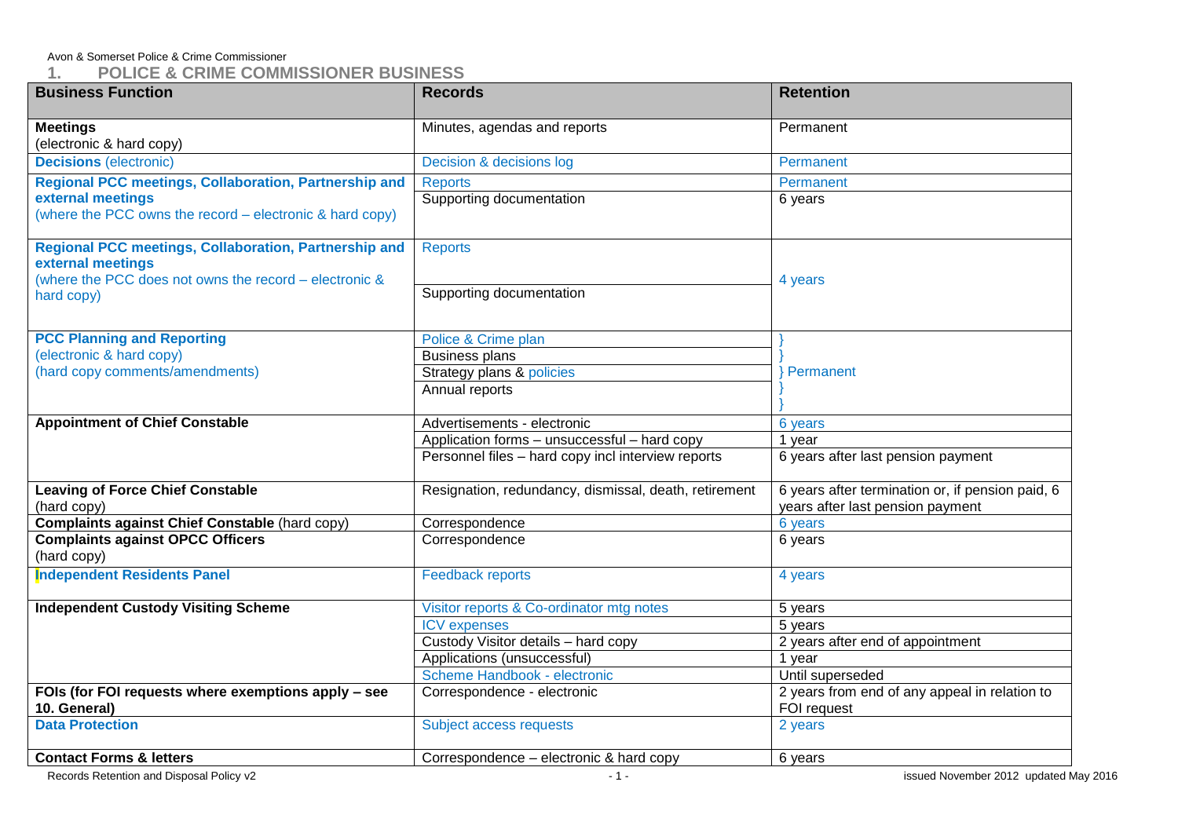Avon & Somerset Police & Crime Commissioner

## 1. POLICE & CRIME COMMISSIONER BUSINESS

| Business Function | Records | Retention |
|---|---|---|
| **Meetings** (electronic & hard copy) | Minutes, agendas and reports | Permanent |
| **Decisions** (electronic) | Decision & decisions log | Permanent |
| **Regional PCC meetings, Collaboration, Partnership and external meetings** (where the PCC owns the record – electronic & hard copy) | Reports | Permanent |
| | Supporting documentation | 6 years |
| **Regional PCC meetings, Collaboration, Partnership and external meetings** (where the PCC does not owns the record – electronic & hard copy) | Reports | 4 years |
| | Supporting documentation | |
| **PCC Planning and Reporting** (electronic & hard copy) (hard copy comments/amendments) | Police & Crime plan | } Permanent |
| | Business plans | |
| | Strategy plans & policies | |
| | Annual reports | |
| **Appointment of Chief Constable** | Advertisements - electronic | 6 years |
| | Application forms – unsuccessful – hard copy | 1 year |
| | Personnel files – hard copy incl interview reports | 6 years after last pension payment |
| **Leaving of Force Chief Constable** (hard copy) | Resignation, redundancy, dismissal, death, retirement | 6 years after termination or, if pension paid, 6 years after last pension payment |
| **Complaints against Chief Constable** (hard copy) | Correspondence | 6 years |
| **Complaints against OPCC Officers** (hard copy) | Correspondence | 6 years |
| **Independent Residents Panel** | Feedback reports | 4 years |
| **Independent Custody Visiting Scheme** | Visitor reports & Co-ordinator mtg notes | 5 years |
| | ICV expenses | 5 years |
| | Custody Visitor details – hard copy | 2 years after end of appointment |
| | Applications (unsuccessful) | 1 year |
| | Scheme Handbook - electronic | Until superseded |
| **FOIs (for FOI requests where exemptions apply – see 10. General)** | Correspondence - electronic | 2 years from end of any appeal in relation to FOI request |
| **Data Protection** | Subject access requests | 2 years |
| **Contact Forms & letters** | Correspondence – electronic & hard copy | 6 years |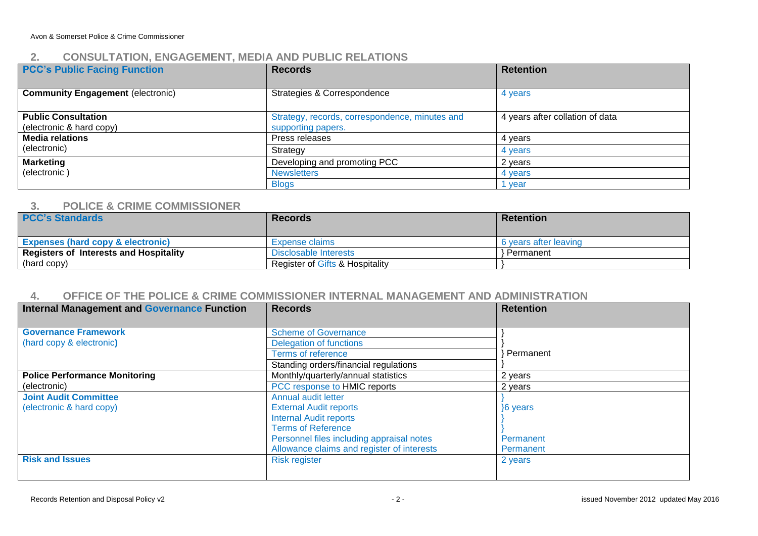## 2. CONSULTATION, ENGAGEMENT, MEDIA AND PUBLIC RELATIONS

| PCC's Public Facing Function | Records | Retention |
|---|---|---|
| **Community Engagement** (electronic) | Strategies & Correspondence | 4 years |
| **Public Consultation** (electronic & hard copy) | Strategy, records, correspondence, minutes and supporting papers. | 4 years after collation of data |
| **Media relations** (electronic) | Press releases | 4 years |
| | Strategy | 4 years |
| **Marketing** (electronic ) | Developing and promoting PCC | 2 years |
| | Newsletters | 4 years |
| | Blogs | 1 year |

## 3. POLICE & CRIME COMMISSIONER

| PCC's Standards | Records | Retention |
|---|---|---|
| **Expenses (hard copy & electronic)** | Expense claims | 6 years after leaving |
| **Registers of Interests and Hospitality** (hard copy) | Disclosable Interests | } Permanent |
| | Register of Gifts & Hospitality | } |

## 4. OFFICE OF THE POLICE & CRIME COMMISSIONER INTERNAL MANAGEMENT AND ADMINISTRATION

| Internal Management and Governance Function | Records | Retention |
|---|---|---|
| **Governance Framework** (hard copy & electronic**)** | Scheme of Governance | } |
| | Delegation of functions | } |
| | Terms of reference | } Permanent |
| | Standing orders/financial regulations | } |
| **Police Performance Monitoring** (electronic) | Monthly/quarterly/annual statistics | 2 years |
| | PCC response to HMIC reports | 2 years |
| **Joint Audit Committee** (electronic & hard copy) | Annual audit letter | } |
| | External Audit reports | }6 years |
| | Internal Audit reports | } |
| | Terms of Reference | } |
| | Personnel files including appraisal notes | Permanent |
| | Allowance claims and register of interests | Permanent |
| **Risk and Issues** | Risk register | 2 years |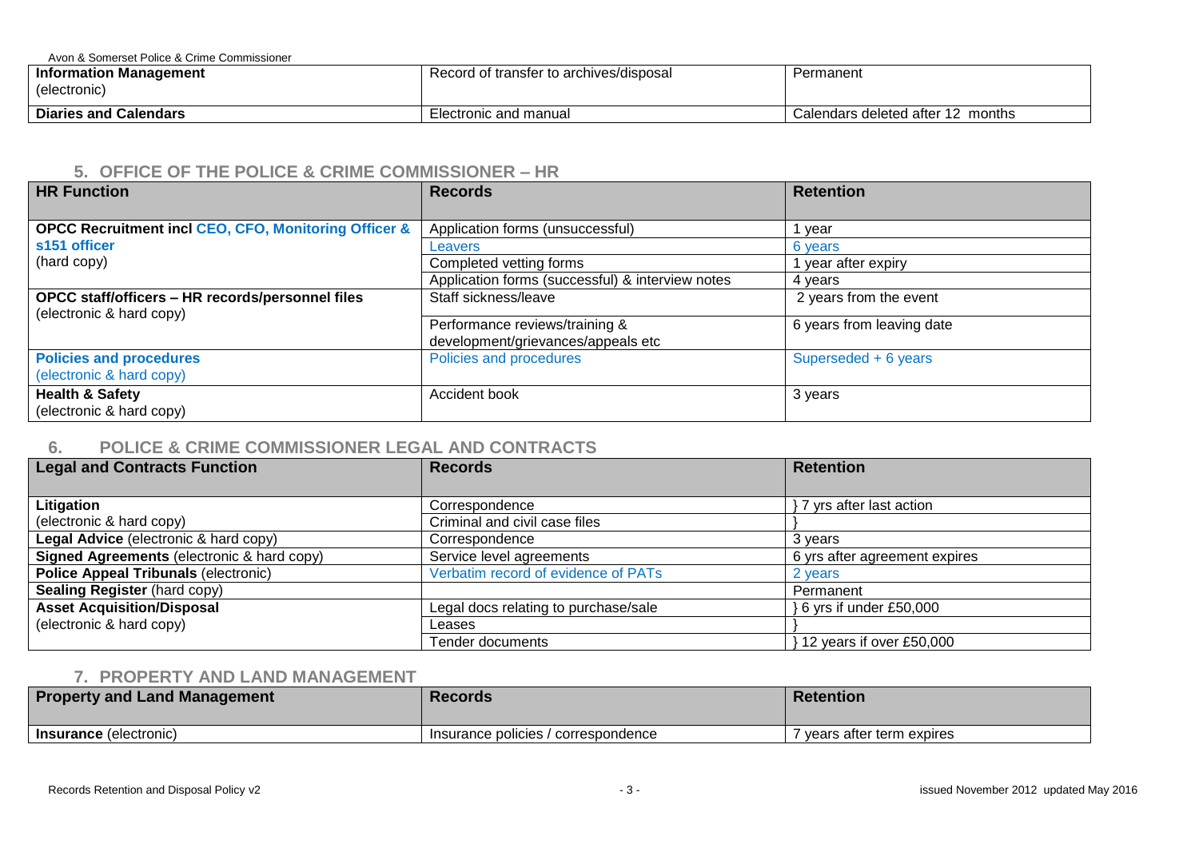| Information Management (electronic) | Record of transfer to archives/disposal | Permanent |
|---|---|---|
| **Diaries and Calendars** | Electronic and manual | Calendars deleted after 12 months |

## 5. OFFICE OF THE POLICE & CRIME COMMISSIONER – HR

| HR Function | Records | Retention |
|---|---|---|
| **OPCC Recruitment incl CEO, CFO, Monitoring Officer & s151 officer** (hard copy) | Application forms (unsuccessful) | 1 year |
| | Leavers | 6 years |
| | Completed vetting forms | 1 year after expiry |
| | Application forms (successful) & interview notes | 4 years |
| **OPCC staff/officers – HR records/personnel files** (electronic & hard copy) | Staff sickness/leave | 2 years from the event |
| | Performance reviews/training & development/grievances/appeals etc | 6 years from leaving date |
| **Policies and procedures** (electronic & hard copy) | Policies and procedures | Superseded + 6 years |
| **Health & Safety** (electronic & hard copy) | Accident book | 3 years |

## 6. POLICE & CRIME COMMISSIONER LEGAL AND CONTRACTS

| Legal and Contracts Function | Records | Retention |
|---|---|---|
| **Litigation** (electronic & hard copy) | Correspondence | } 7 yrs after last action |
| | Criminal and civil case files | } |
| **Legal Advice** (electronic & hard copy) | Correspondence | 3 years |
| **Signed Agreements** (electronic & hard copy) | Service level agreements | 6 yrs after agreement expires |
| **Police Appeal Tribunals** (electronic) | Verbatim record of evidence of PATs | 2 years |
| **Sealing Register** (hard copy) | | Permanent |
| **Asset Acquisition/Disposal** (electronic & hard copy) | Legal docs relating to purchase/sale | } 6 yrs if under £50,000 |
| | Leases | } |
| | Tender documents | } 12 years if over £50,000 |

## 7. PROPERTY AND LAND MANAGEMENT

| Property and Land Management | Records | Retention |
|---|---|---|
| **Insurance** (electronic) | Insurance policies / correspondence | 7 years after term expires |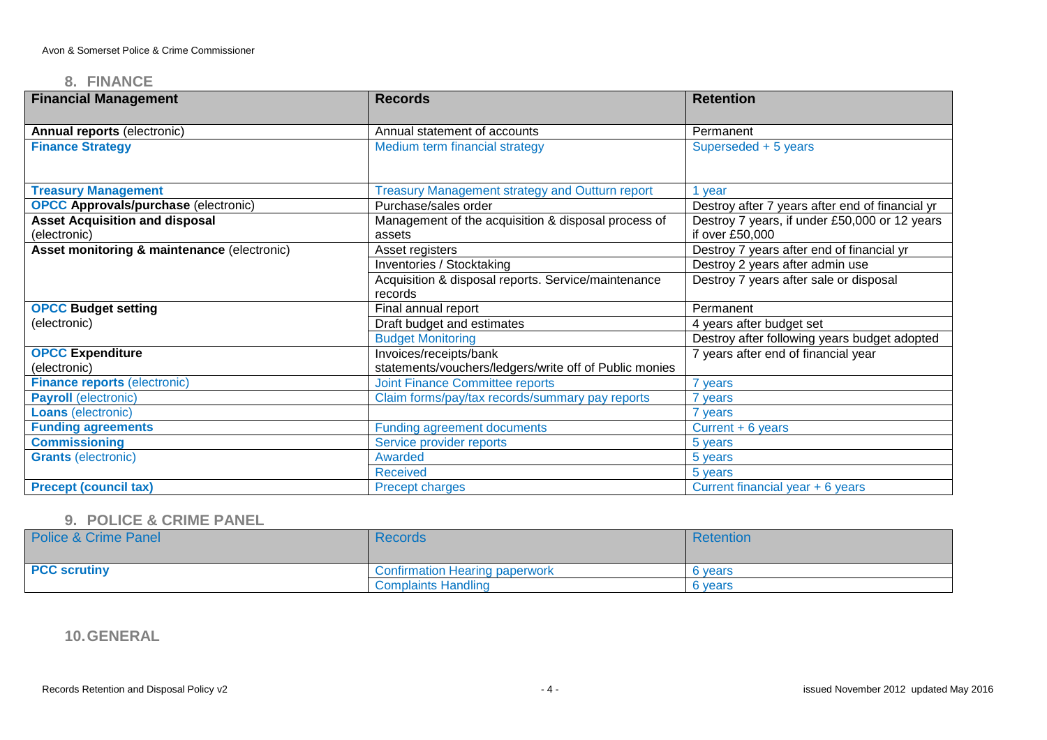## 8. FINANCE

| Financial Management | Records | Retention |
|---|---|---|
| **Annual reports** (electronic) | Annual statement of accounts | Permanent |
| **Finance Strategy** | Medium term financial strategy | Superseded + 5 years |
| **Treasury Management** | Treasury Management strategy and Outturn report | 1 year |
| **OPCC Approvals/purchase** (electronic) | Purchase/sales order | Destroy after 7 years after end of financial yr |
| **Asset Acquisition and disposal** (electronic) | Management of the acquisition & disposal process of assets | Destroy 7 years, if under £50,000 or 12 years if over £50,000 |
| **Asset monitoring & maintenance** (electronic) | Asset registers | Destroy 7 years after end of financial yr |
| | Inventories / Stocktaking | Destroy 2 years after admin use |
| | Acquisition & disposal reports. Service/maintenance records | Destroy 7 years after sale or disposal |
| **OPCC Budget setting** (electronic) | Final annual report | Permanent |
| | Draft budget and estimates | 4 years after budget set |
| | Budget Monitoring | Destroy after following years budget adopted |
| **OPCC Expenditure** (electronic) | Invoices/receipts/bank statements/vouchers/ledgers/write off of Public monies | 7 years after end of financial year |
| **Finance reports** (electronic) | Joint Finance Committee reports | 7 years |
| **Payroll** (electronic) | Claim forms/pay/tax records/summary pay reports | 7 years |
| **Loans** (electronic) | | 7 years |
| **Funding agreements** | Funding agreement documents | Current + 6 years |
| **Commissioning** | Service provider reports | 5 years |
| **Grants** (electronic) | Awarded | 5 years |
| | Received | 5 years |
| **Precept (council tax)** | Precept charges | Current financial year + 6 years |

## 9. POLICE & CRIME PANEL

| Police & Crime Panel | Records | Retention |
|---|---|---|
| **PCC scrutiny** | Confirmation Hearing paperwork | 6 years |
| | Complaints Handling | 6 years |

## 10. GENERAL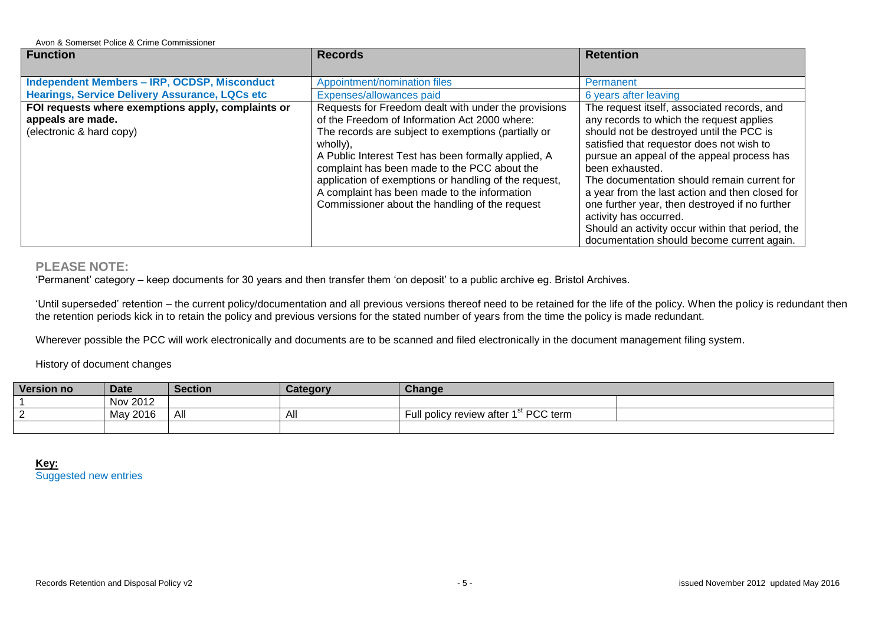| Function | Records | Retention |
|---|---|---|
| **Independent Members – IRP, OCDSP, Misconduct Hearings, Service Delivery Assurance, LQCs etc** | Appointment/nomination files | Permanent |
| | Expenses/allowances paid | 6 years after leaving |
| **FOI requests where exemptions apply, complaints or appeals are made.** (electronic & hard copy) | Requests for Freedom dealt with under the provisions of the Freedom of Information Act 2000 where: The records are subject to exemptions (partially or wholly), A Public Interest Test has been formally applied, A complaint has been made to the PCC about the application of exemptions or handling of the request, A complaint has been made to the information Commissioner about the handling of the request | The request itself, associated records, and any records to which the request applies should not be destroyed until the PCC is satisfied that requestor does not wish to pursue an appeal of the appeal process has been exhausted. The documentation should remain current for a year from the last action and then closed for one further year, then destroyed if no further activity has occurred. Should an activity occur within that period, the documentation should become current again. |

## PLEASE NOTE:

'Permanent' category – keep documents for 30 years and then transfer them 'on deposit' to a public archive eg. Bristol Archives.

'Until superseded' retention – the current policy/documentation and all previous versions thereof need to be retained for the life of the policy. When the policy is redundant then the retention periods kick in to retain the policy and previous versions for the stated number of years from the time the policy is made redundant.

Wherever possible the PCC will work electronically and documents are to be scanned and filed electronically in the document management filing system.

History of document changes

| Version no | Date | Section | Category | Change | |
|---|---|---|---|---|---|
| 1 | Nov 2012 | | | | |
| 2 | May 2016 | All | All | Full policy review after 1st PCC term | |
| | | | | | |

**Key:**
Suggested new entries